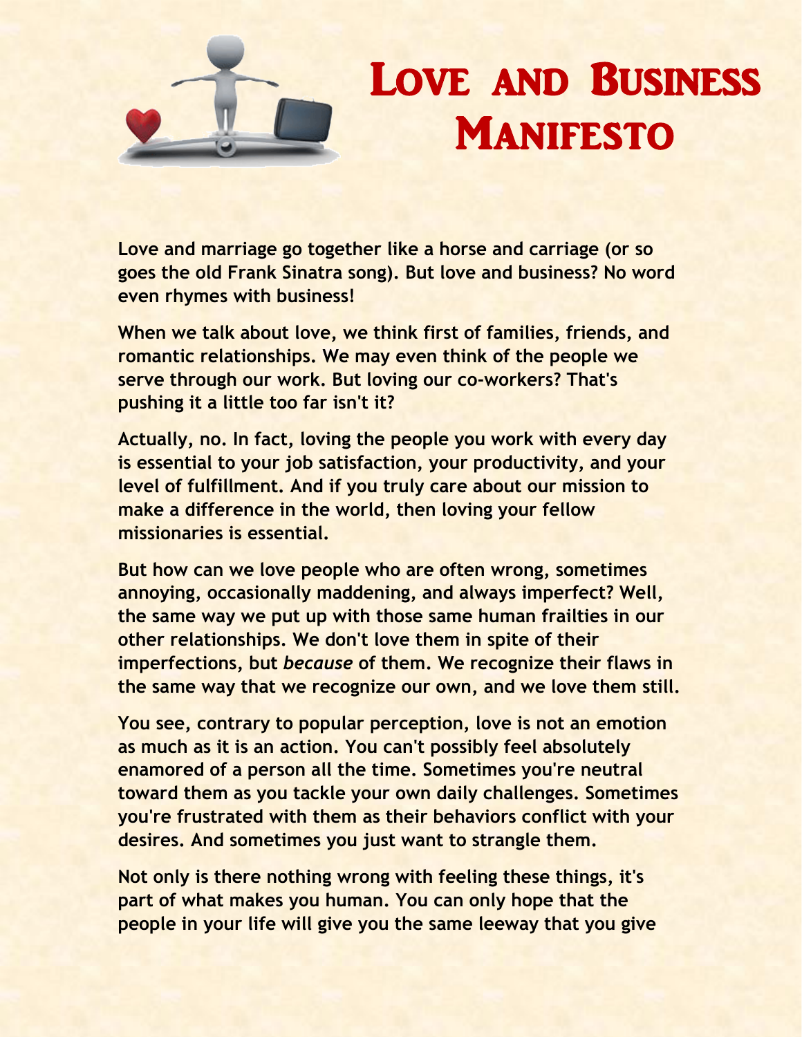# Love and Business Manifesto

Love and marriage go together like a horse and carriage (or so goes the old Frank Sinatra song). But love and business? No word even rhymes with business!

When we talk about love, we think first of families, friends, and romantic relationships. We may even think of the people we serve through our work. But loving our co-workers? That's pushing it a little too far isn't it?

Actually, no. In fact, loving the people you work with every day is essential to your job satisfaction, your productivity, and your level of fulfillment. And if you truly care about our mission to make a difference in the world, then loving your fellow missionaries is essential.

But how can we love people who are often wrong, sometimes annoying, occasionally maddening, and always imperfect? Well, the same way we put up with those same human frailties in our other relationships. We don't love them in spite of their imperfections, but *because* of them. We recognize their flaws in the same way that we recognize our own, and we love them still.

You see, contrary to popular perception, love is not an emotion as much as it is an action. You can't possibly feel absolutely enamored of a person all the time. Sometimes you're neutral toward them as you tackle your own daily challenges. Sometimes you're frustrated with them as their behaviors conflict with your desires. And sometimes you just want to strangle them.

Not only is there nothing wrong with feeling these things, it's part of what makes you human. You can only hope that the people in your life will give you the same leeway that you give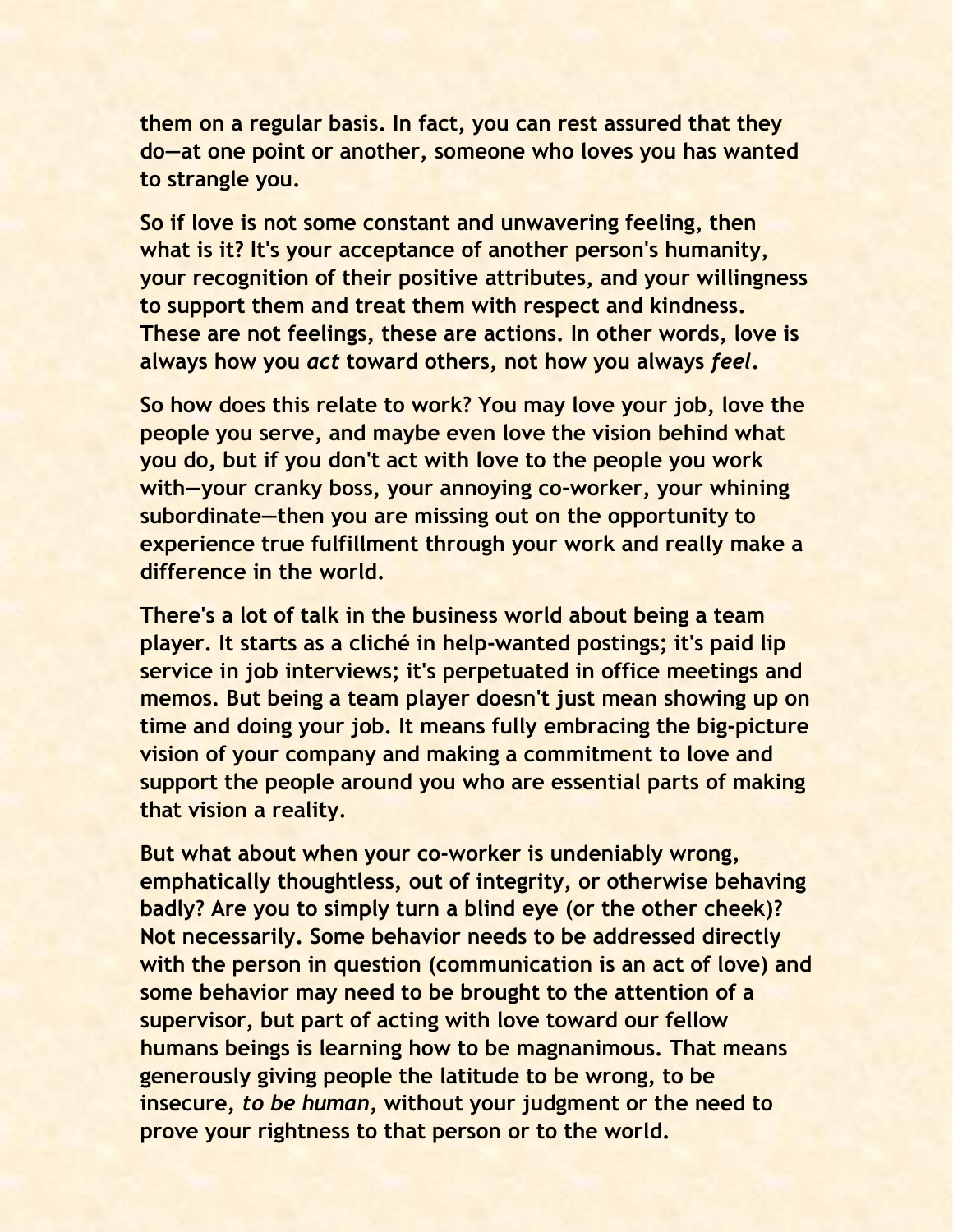them on a regular basis. In fact, you can rest assured that they do—at one point or another, someone who loves you has wanted to strangle you.

So if love is not some constant and unwavering feeling, then what is it? It's your acceptance of another person's humanity, your recognition of their positive attributes, and your willingness to support them and treat them with respect and kindness. These are not feelings, these are actions. In other words, love is always how you *act* toward others, not how you always *feel*.

So how does this relate to work? You may love your job, love the people you serve, and maybe even love the vision behind what you do, but if you don't act with love to the people you work with—your cranky boss, your annoying co-worker, your whining subordinate—then you are missing out on the opportunity to experience true fulfillment through your work and really make a difference in the world.

There's a lot of talk in the business world about being a team player. It starts as a cliché in help-wanted postings; it's paid lip service in job interviews; it's perpetuated in office meetings and memos. But being a team player doesn't just mean showing up on time and doing your job. It means fully embracing the big-picture vision of your company and making a commitment to love and support the people around you who are essential parts of making that vision a reality.

But what about when your co-worker is undeniably wrong, emphatically thoughtless, out of integrity, or otherwise behaving badly? Are you to simply turn a blind eye (or the other cheek)? Not necessarily. Some behavior needs to be addressed directly with the person in question (communication is an act of love) and some behavior may need to be brought to the attention of a supervisor, but part of acting with love toward our fellow humans beings is learning how to be magnanimous. That means generously giving people the latitude to be wrong, to be insecure, *to be human*, without your judgment or the need to prove your rightness to that person or to the world.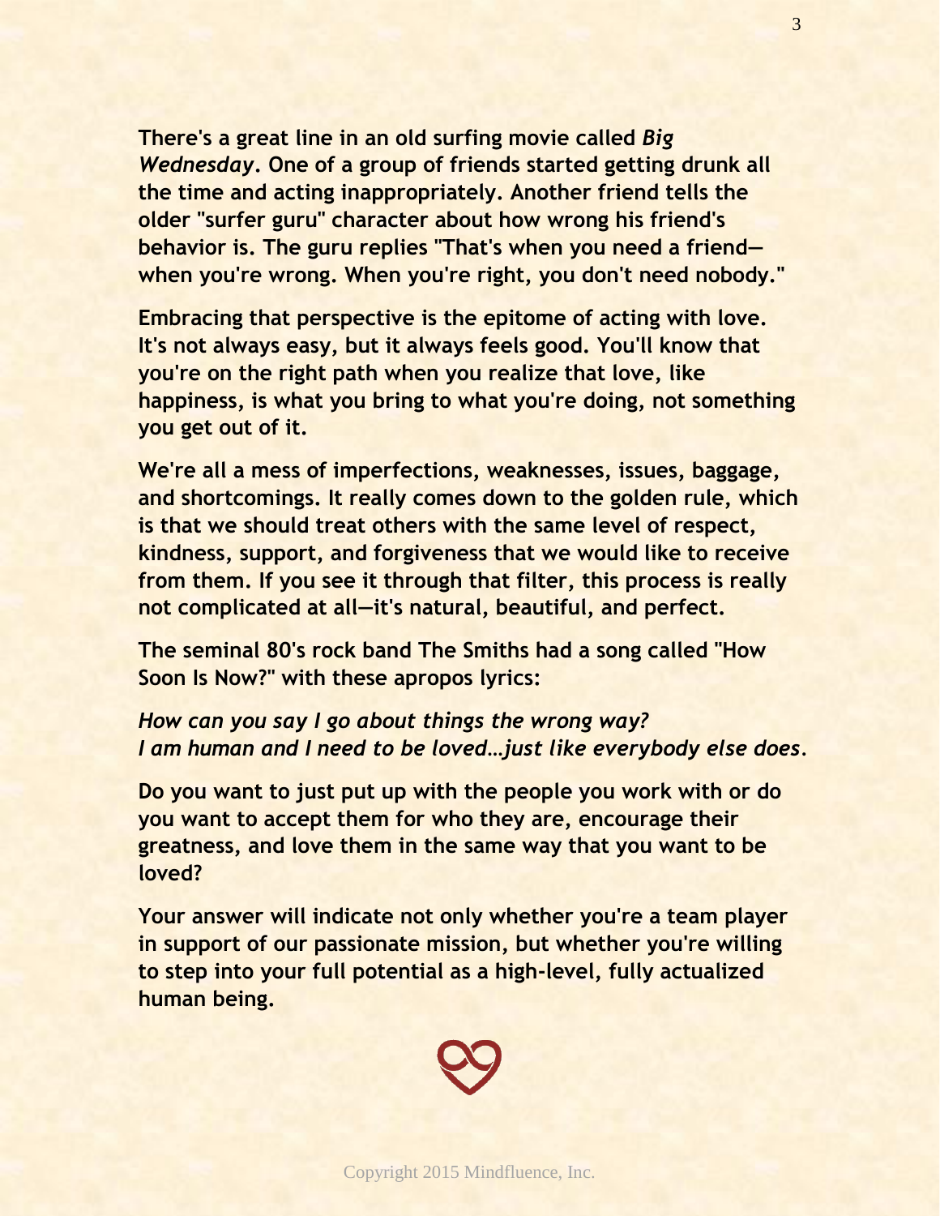There's a great line in an old surfing movie called *Big Wednesday*. One of a group of friends started getting drunk all the time and acting inappropriately. Another friend tells the older "surfer guru" character about how wrong his friend's behavior is. The guru replies "That's when you need a friend—when you're wrong. When you're right, you don't need nobody."

Embracing that perspective is the epitome of acting with love. It's not always easy, but it always feels good. You'll know that you're on the right path when you realize that love, like happiness, is what you bring to what you're doing, not something you get out of it.

We're all a mess of imperfections, weaknesses, issues, baggage, and shortcomings. It really comes down to the golden rule, which is that we should treat others with the same level of respect, kindness, support, and forgiveness that we would like to receive from them. If you see it through that filter, this process is really not complicated at all—it's natural, beautiful, and perfect.

The seminal 80's rock band The Smiths had a song called "How Soon Is Now?" with these apropos lyrics:

*How can you say I go about things the wrong way?*
*I am human and I need to be loved…just like everybody else does*.

Do you want to just put up with the people you work with or do you want to accept them for who they are, encourage their greatness, and love them in the same way that you want to be loved?

Your answer will indicate not only whether you're a team player in support of our passionate mission, but whether you're willing to step into your full potential as a high-level, fully actualized human being.

Copyright 2015 Mindfluence, Inc.